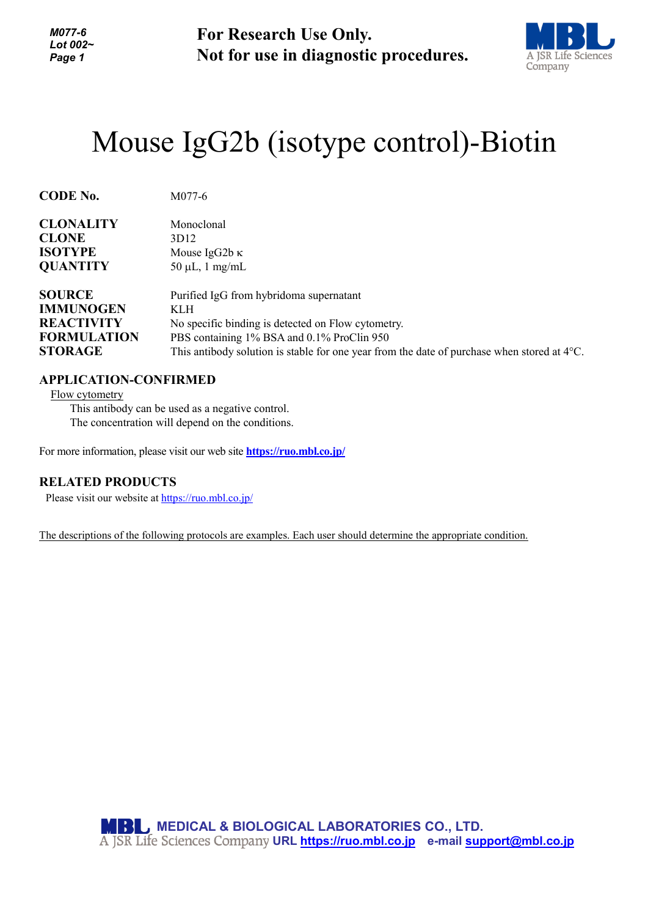**For Research Use Only.**
**Not for use in diagnostic procedures.**

# Mouse IgG2b (isotype control)-Biotin

| | |
|---|---|
| **CODE No.** | M077-6 |
| **CLONALITY** | Monoclonal |
| **CLONE** | 3D12 |
| **ISOTYPE** | Mouse IgG2b κ |
| **QUANTITY** | 50 µL, 1 mg/mL |
| **SOURCE** | Purified IgG from hybridoma supernatant |
| **IMMUNOGEN** | KLH |
| **REACTIVITY** | No specific binding is detected on Flow cytometry. |
| **FORMULATION** | PBS containing 1% BSA and 0.1% ProClin 950 |
| **STORAGE** | This antibody solution is stable for one year from the date of purchase when stored at 4°C. |

## APPLICATION-CONFIRMED

Flow cytometry

This antibody can be used as a negative control.
The concentration will depend on the conditions.

For more information, please visit our web site **https://ruo.mbl.co.jp/**

## RELATED PRODUCTS

Please visit our website at https://ruo.mbl.co.jp/

The descriptions of the following protocols are examples. Each user should determine the appropriate condition.

**MEDICAL & BIOLOGICAL LABORATORIES CO., LTD.**
A JSR Life Sciences Company **URL https://ruo.mbl.co.jp** **e-mail support@mbl.co.jp**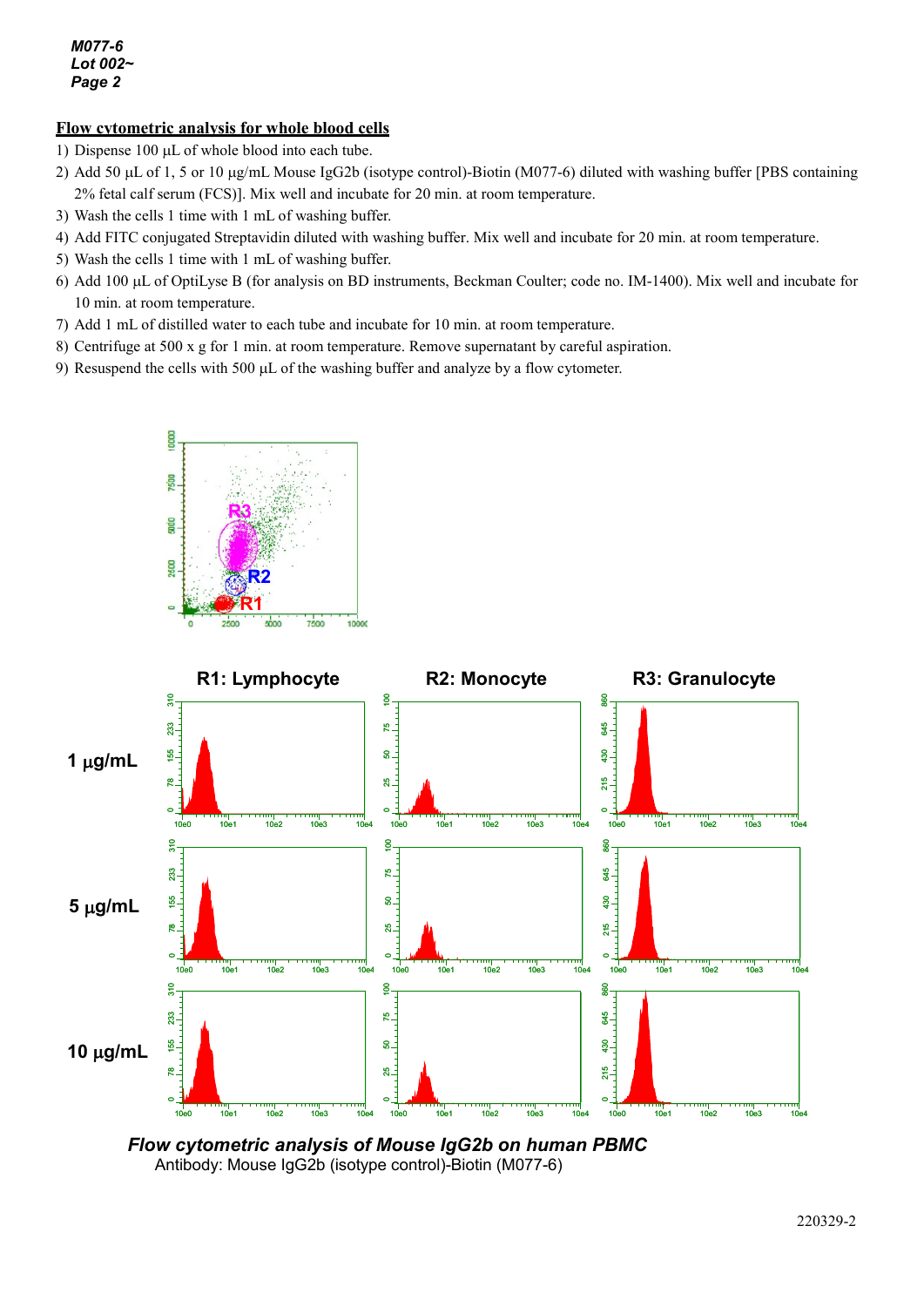## Flow cytometric analysis for whole blood cells

1) Dispense 100 µL of whole blood into each tube.
2) Add 50 µL of 1, 5 or 10 µg/mL Mouse IgG2b (isotype control)-Biotin (M077-6) diluted with washing buffer [PBS containing 2% fetal calf serum (FCS)]. Mix well and incubate for 20 min. at room temperature.
3) Wash the cells 1 time with 1 mL of washing buffer.
4) Add FITC conjugated Streptavidin diluted with washing buffer. Mix well and incubate for 20 min. at room temperature.
5) Wash the cells 1 time with 1 mL of washing buffer.
6) Add 100 µL of OptiLyse B (for analysis on BD instruments, Beckman Coulter; code no. IM-1400). Mix well and incubate for 10 min. at room temperature.
7) Add 1 mL of distilled water to each tube and incubate for 10 min. at room temperature.
8) Centrifuge at 500 x g for 1 min. at room temperature. Remove supernatant by careful aspiration.
9) Resuspend the cells with 500 µL of the washing buffer and analyze by a flow cytometer.

R3
R2
R1

R1: Lymphocyte
R2: Monocyte
R3: Granulocyte

1 µg/mL
5 µg/mL
10 µg/mL

***Flow cytometric analysis of Mouse IgG2b on human PBMC***
Antibody: Mouse IgG2b (isotype control)-Biotin (M077-6)